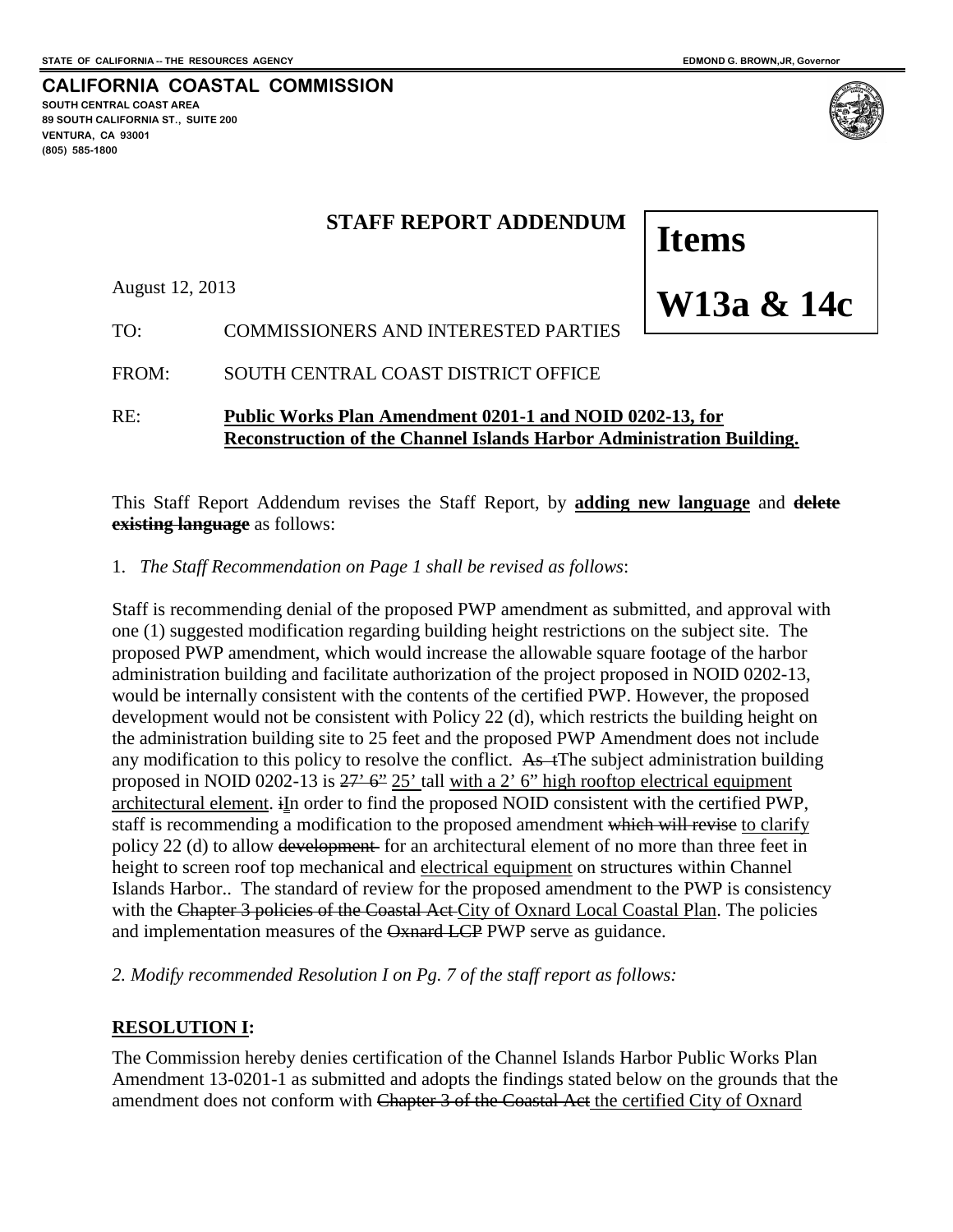STATE OF CALIFORNIA -- THE RESOURCES AGENCY

EDMOND G. BROWN,JR, Governor

**CALIFORNIA COASTAL COMMISSION**
SOUTH CENTRAL COAST AREA
89 SOUTH CALIFORNIA ST., SUITE 200
VENTURA, CA 93001
(805) 585-1800

# STAFF REPORT ADDENDUM

**Items W13a & 14c**

August 12, 2013

TO: COMMISSIONERS AND INTERESTED PARTIES

FROM: SOUTH CENTRAL COAST DISTRICT OFFICE

RE: **<u>Public Works Plan Amendment 0201-1 and NOID 0202-13, for Reconstruction of the Channel Islands Harbor Administration Building.</u>**

This Staff Report Addendum revises the Staff Report, by **<u>adding new language</u>** and **~~delete existing language~~** as follows:

1. *The Staff Recommendation on Page 1 shall be revised as follows*:

Staff is recommending denial of the proposed PWP amendment as submitted, and approval with one (1) suggested modification regarding building height restrictions on the subject site. The proposed PWP amendment, which would increase the allowable square footage of the harbor administration building and facilitate authorization of the project proposed in NOID 0202-13, would be internally consistent with the contents of the certified PWP. However, the proposed development would not be consistent with Policy 22 (d), which restricts the building height on the administration building site to 25 feet and the proposed PWP Amendment does not include any modification to this policy to resolve the conflict. ~~As t~~The subject administration building proposed in NOID 0202-13 is ~~27' 6"~~ <u>25'</u> tall <u>with a 2' 6" high rooftop electrical equipment architectural element</u>. ~~i~~<u>I</u>n order to find the proposed NOID consistent with the certified PWP, staff is recommending a modification to the proposed amendment ~~which will revise~~ <u>to clarify</u> policy 22 (d) to allow ~~development~~ for an architectural element of no more than three feet in height to screen roof top mechanical and <u>electrical equipment</u> on structures within Channel Islands Harbor.. The standard of review for the proposed amendment to the PWP is consistency with the ~~Chapter 3 policies of the Coastal Act~~ <u>City of Oxnard Local Coastal Plan</u>. The policies and implementation measures of the ~~Oxnard LCP~~ <u>PWP</u> serve as guidance.

*2. Modify recommended Resolution I on Pg. 7 of the staff report as follows:*

**<u>RESOLUTION I</u>:**

The Commission hereby denies certification of the Channel Islands Harbor Public Works Plan Amendment 13-0201-1 as submitted and adopts the findings stated below on the grounds that the amendment does not conform with ~~Chapter 3 of the Coastal Act~~ <u>the certified City of Oxnard</u>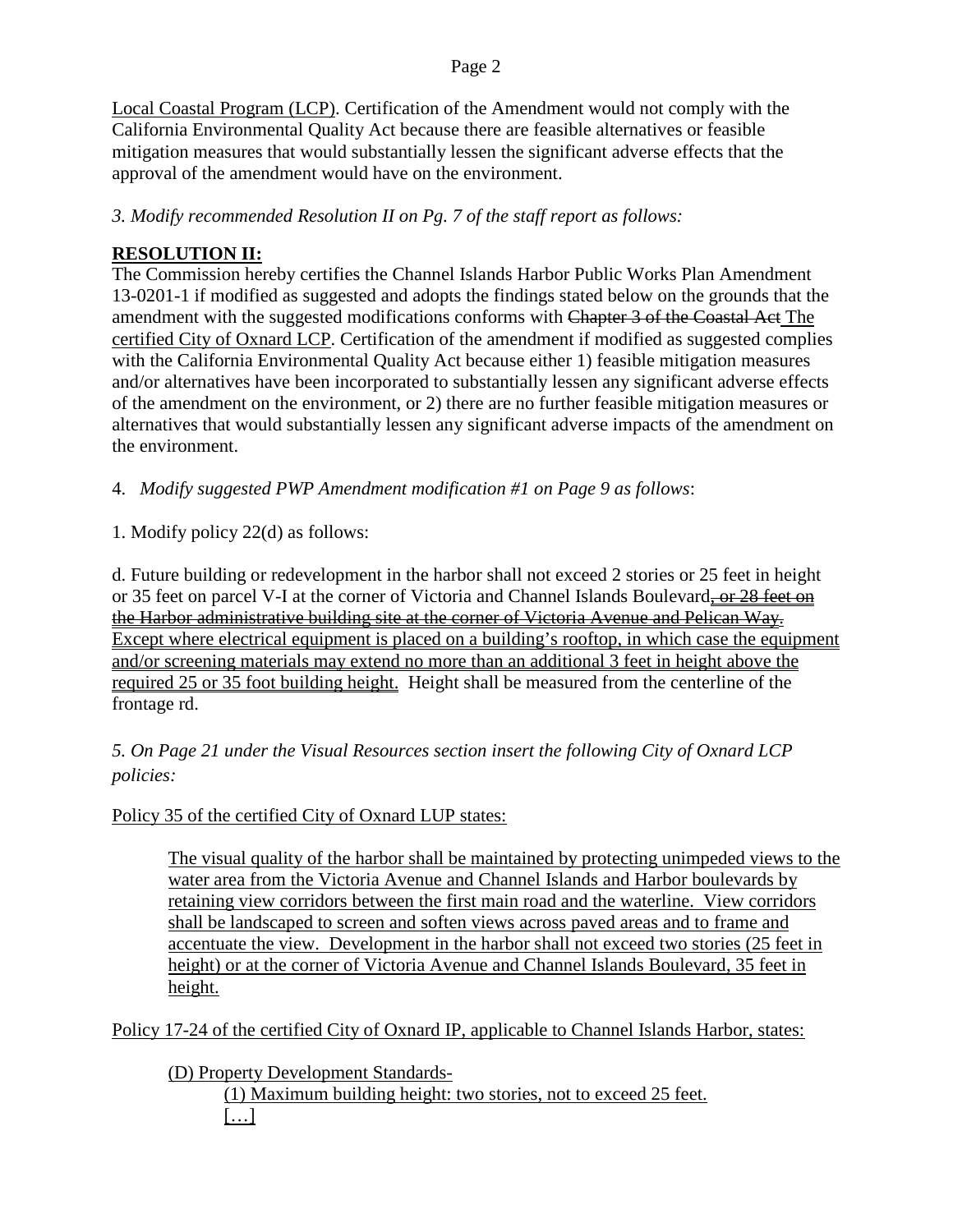Local Coastal Program (LCP). Certification of the Amendment would not comply with the California Environmental Quality Act because there are feasible alternatives or feasible mitigation measures that would substantially lessen the significant adverse effects that the approval of the amendment would have on the environment.

*3. Modify recommended Resolution II on Pg. 7 of the staff report as follows:*

**RESOLUTION II:**

The Commission hereby certifies the Channel Islands Harbor Public Works Plan Amendment 13-0201-1 if modified as suggested and adopts the findings stated below on the grounds that the amendment with the suggested modifications conforms with ~~Chapter 3 of the Coastal Act~~ <u>The certified City of Oxnard LCP</u>. Certification of the amendment if modified as suggested complies with the California Environmental Quality Act because either 1) feasible mitigation measures and/or alternatives have been incorporated to substantially lessen any significant adverse effects of the amendment on the environment, or 2) there are no further feasible mitigation measures or alternatives that would substantially lessen any significant adverse impacts of the amendment on the environment.

4. *Modify suggested PWP Amendment modification #1 on Page 9 as follows*:

1. Modify policy 22(d) as follows:

d. Future building or redevelopment in the harbor shall not exceed 2 stories or 25 feet in height or 35 feet on parcel V-I at the corner of Victoria and Channel Islands Boulevard~~, or 28 feet on the Harbor administrative building site at the corner of Victoria Avenue and Pelican Way. Except where electrical equipment is placed on a building's rooftop, in which case the equipment and/or screening materials may extend no more than an additional 3 feet in height above the required 25 or 35 foot building height.~~ Height shall be measured from the centerline of the frontage rd.

*5. On Page 21 under the Visual Resources section insert the following City of Oxnard LCP policies:*

<u>Policy 35 of the certified City of Oxnard LUP states:</u>

> <u>The visual quality of the harbor shall be maintained by protecting unimpeded views to the water area from the Victoria Avenue and Channel Islands and Harbor boulevards by retaining view corridors between the first main road and the waterline. View corridors shall be landscaped to screen and soften views across paved areas and to frame and accentuate the view. Development in the harbor shall not exceed two stories (25 feet in height) or at the corner of Victoria Avenue and Channel Islands Boulevard, 35 feet in height.</u>

<u>Policy 17-24 of the certified City of Oxnard IP, applicable to Channel Islands Harbor, states:</u>

> <u>(D) Property Development Standards-</u>
>
> > <u>(1) Maximum building height: two stories, not to exceed 25 feet.</u>
> >
> > <u>[…]</u>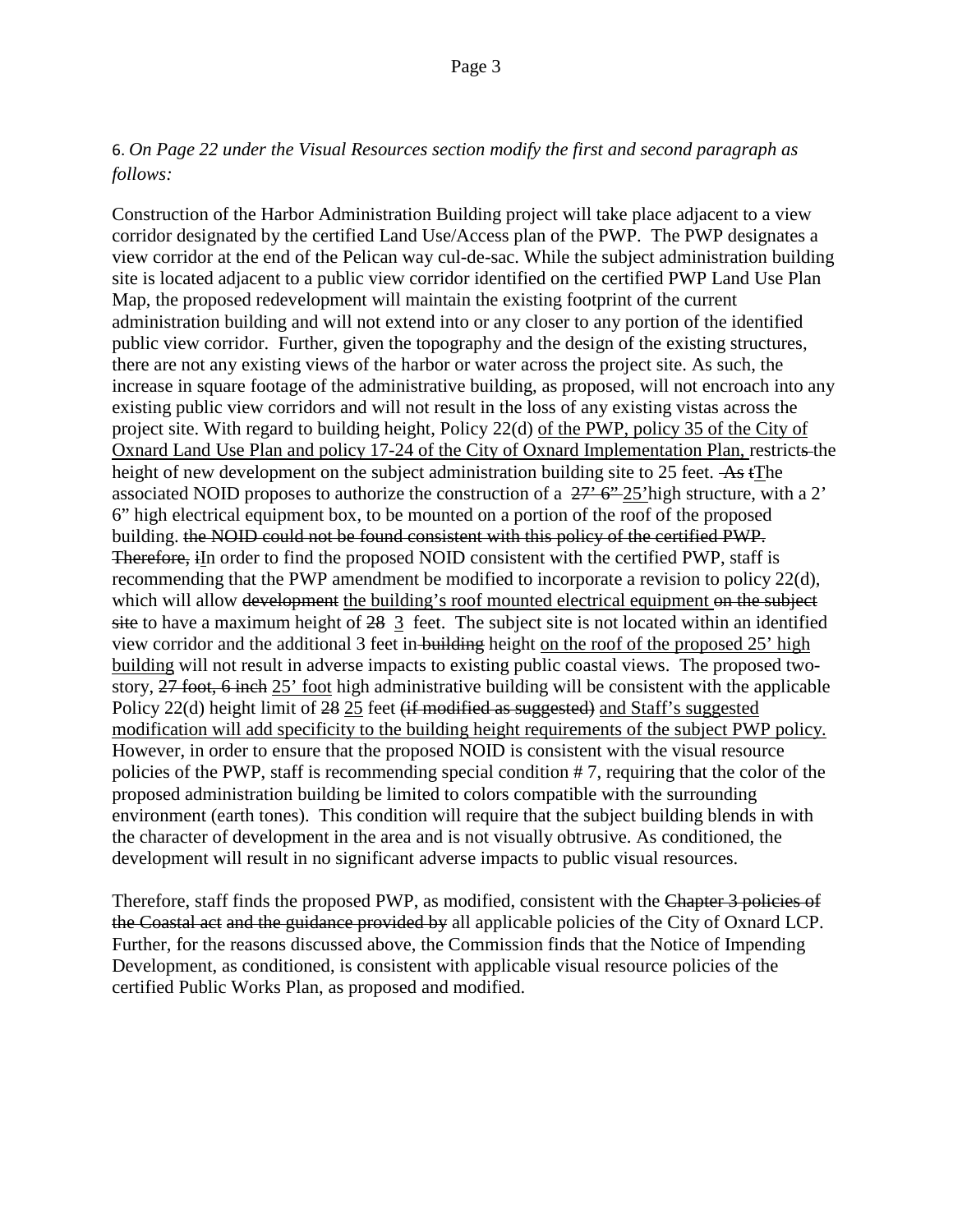6. *On Page 22 under the Visual Resources section modify the first and second paragraph as follows:*

Construction of the Harbor Administration Building project will take place adjacent to a view corridor designated by the certified Land Use/Access plan of the PWP. The PWP designates a view corridor at the end of the Pelican way cul-de-sac. While the subject administration building site is located adjacent to a public view corridor identified on the certified PWP Land Use Plan Map, the proposed redevelopment will maintain the existing footprint of the current administration building and will not extend into or any closer to any portion of the identified public view corridor. Further, given the topography and the design of the existing structures, there are not any existing views of the harbor or water across the project site. As such, the increase in square footage of the administrative building, as proposed, will not encroach into any existing public view corridors and will not result in the loss of any existing vistas across the project site. With regard to building height, Policy 22(d) <u>of the PWP, policy 35 of the City of Oxnard Land Use Plan and policy 17-24 of the City of Oxnard Implementation Plan,</u> restrict~~s~~ the height of new development on the subject administration building site to 25 feet. ~~As t~~<u>T</u>he associated NOID proposes to authorize the construction of a ~~27' 6"~~ <u>25'</u>high structure, with a 2' 6" high electrical equipment box, to be mounted on a portion of the roof of the proposed building. ~~the NOID could not be found consistent with this policy of the certified PWP. Therefore, i~~<u>I</u>n order to find the proposed NOID consistent with the certified PWP, staff is recommending that the PWP amendment be modified to incorporate a revision to policy 22(d), which will allow ~~development~~ <u>the building's roof mounted electrical equipment</u> ~~on the subject site~~ to have a maximum height of ~~28~~ <u>3</u> feet. The subject site is not located within an identified view corridor and the additional 3 feet in ~~building~~ height <u>on the roof of the proposed 25' high building</u> will not result in adverse impacts to existing public coastal views. The proposed two-story, ~~27 foot, 6 inch~~ <u>25' foot</u> high administrative building will be consistent with the applicable Policy 22(d) height limit of ~~28~~ <u>25</u> feet ~~(if modified as suggested)~~ <u>and Staff's suggested modification will add specificity to the building height requirements of the subject PWP policy.</u> However, in order to ensure that the proposed NOID is consistent with the visual resource policies of the PWP, staff is recommending special condition # 7, requiring that the color of the proposed administration building be limited to colors compatible with the surrounding environment (earth tones). This condition will require that the subject building blends in with the character of development in the area and is not visually obtrusive. As conditioned, the development will result in no significant adverse impacts to public visual resources.

Therefore, staff finds the proposed PWP, as modified, consistent with the ~~Chapter 3 policies of the Coastal act~~ ~~and the guidance provided by~~ all applicable policies of the City of Oxnard LCP. Further, for the reasons discussed above, the Commission finds that the Notice of Impending Development, as conditioned, is consistent with applicable visual resource policies of the certified Public Works Plan, as proposed and modified.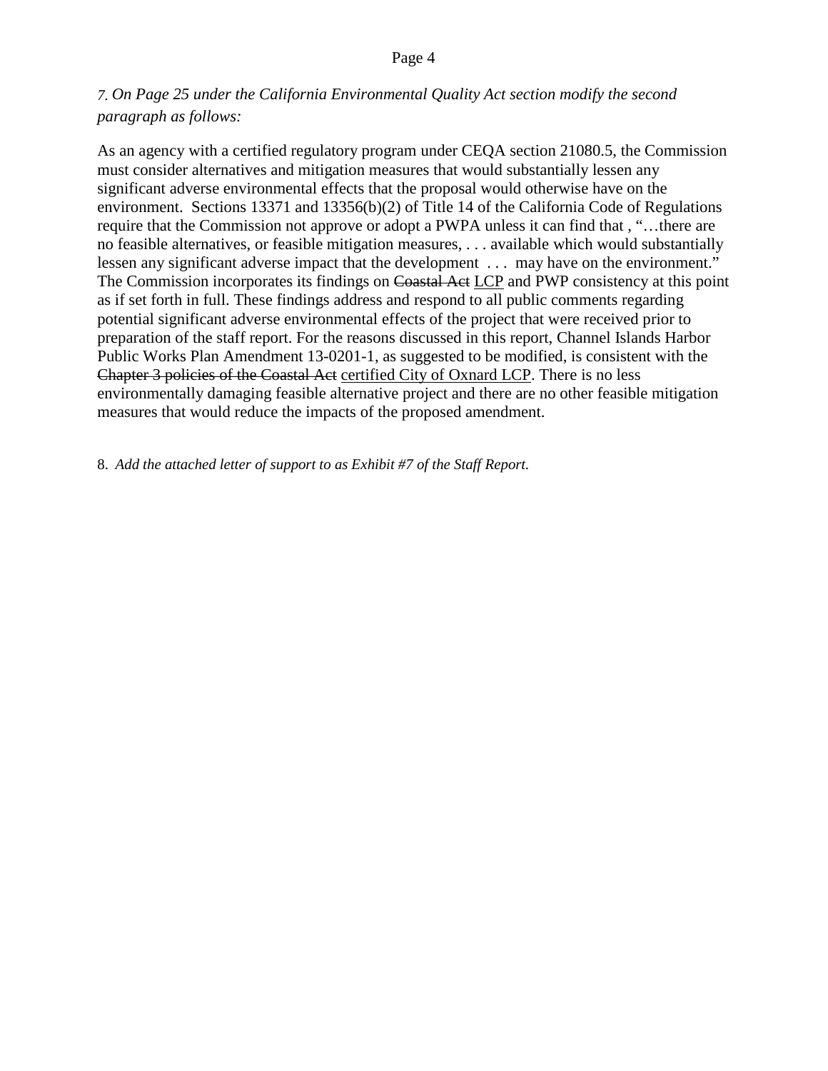*7. On Page 25 under the California Environmental Quality Act section modify the second paragraph as follows:*

As an agency with a certified regulatory program under CEQA section 21080.5, the Commission must consider alternatives and mitigation measures that would substantially lessen any significant adverse environmental effects that the proposal would otherwise have on the environment. Sections 13371 and 13356(b)(2) of Title 14 of the California Code of Regulations require that the Commission not approve or adopt a PWPA unless it can find that , "…there are no feasible alternatives, or feasible mitigation measures, . . . available which would substantially lessen any significant adverse impact that the development . . . may have on the environment." The Commission incorporates its findings on ~~Coastal Act~~ <u>LCP</u> and PWP consistency at this point as if set forth in full. These findings address and respond to all public comments regarding potential significant adverse environmental effects of the project that were received prior to preparation of the staff report. For the reasons discussed in this report, Channel Islands Harbor Public Works Plan Amendment 13-0201-1, as suggested to be modified, is consistent with the ~~Chapter 3 policies of the Coastal Act~~ <u>certified City of Oxnard LCP</u>. There is no less environmentally damaging feasible alternative project and there are no other feasible mitigation measures that would reduce the impacts of the proposed amendment.

8. *Add the attached letter of support to as Exhibit #7 of the Staff Report.*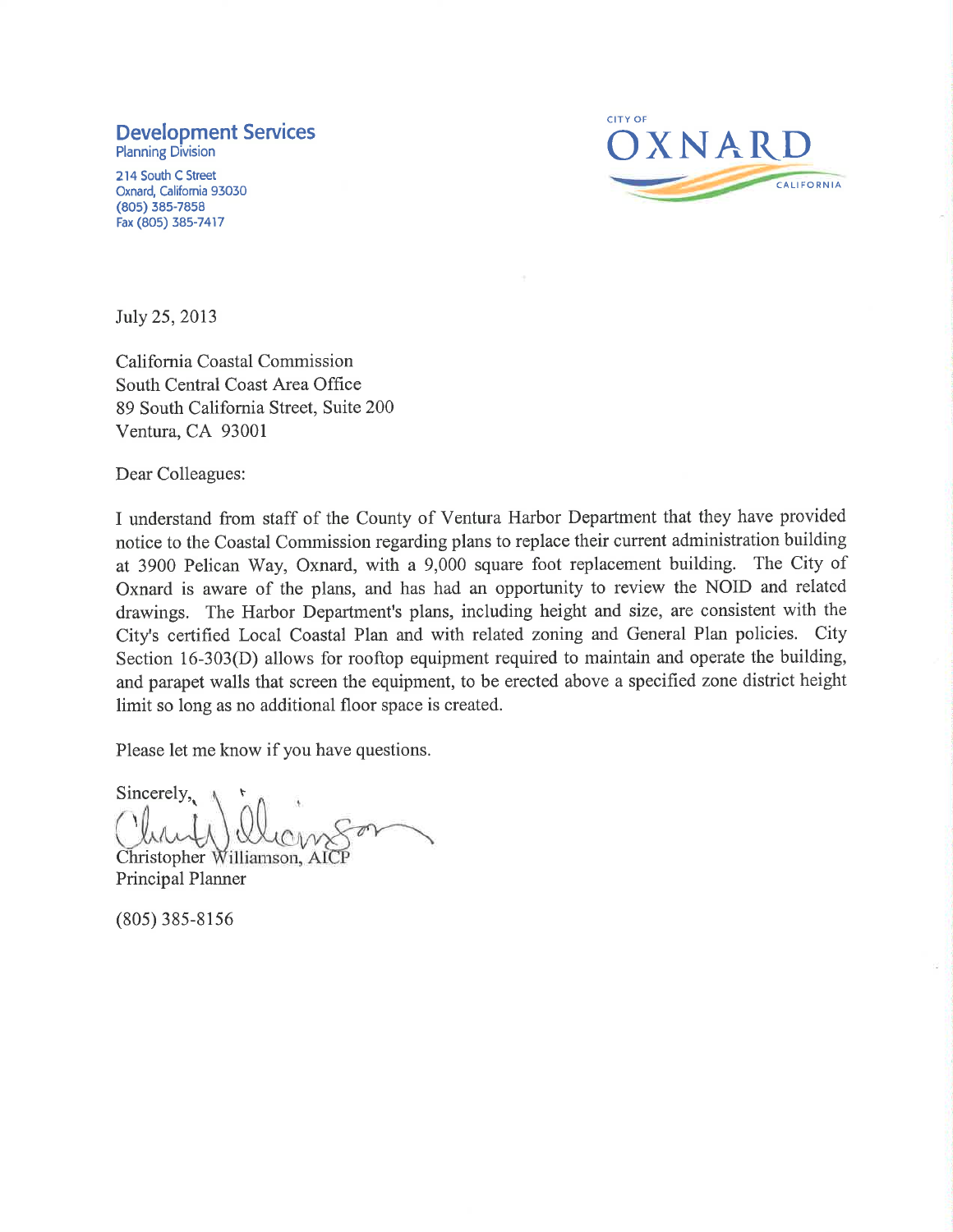**Development Services**
Planning Division

214 South C Street
Oxnard, California 93030
(805) 385-7858
Fax (805) 385-7417

CITY OF
OXNARD
CALIFORNIA

July 25, 2013

California Coastal Commission
South Central Coast Area Office
89 South California Street, Suite 200
Ventura, CA 93001

Dear Colleagues:

I understand from staff of the County of Ventura Harbor Department that they have provided notice to the Coastal Commission regarding plans to replace their current administration building at 3900 Pelican Way, Oxnard, with a 9,000 square foot replacement building. The City of Oxnard is aware of the plans, and has had an opportunity to review the NOID and related drawings. The Harbor Department's plans, including height and size, are consistent with the City's certified Local Coastal Plan and with related zoning and General Plan policies. City Section 16-303(D) allows for rooftop equipment required to maintain and operate the building, and parapet walls that screen the equipment, to be erected above a specified zone district height limit so long as no additional floor space is created.

Please let me know if you have questions.

Sincerely,

Christopher Williamson, AICP
Principal Planner

(805) 385-8156